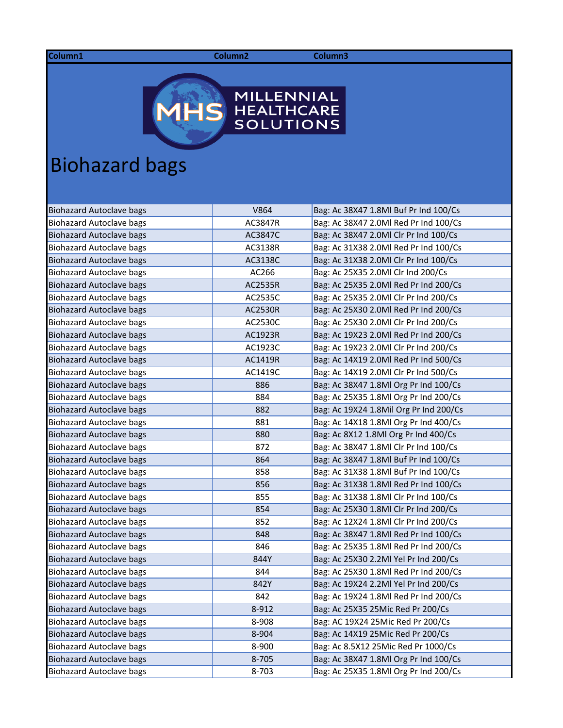| Column1 | Column2 | Column3 |
|---|---|---|

MILLENNIAL HEALTHCARE SOLUTIONS

# Biohazard bags

| Column1 | Column2 | Column3 |
|---|---|---|
| Biohazard Autoclave bags | V864 | Bag: Ac 38X47 1.8Ml Buf Pr Ind 100/Cs |
| Biohazard Autoclave bags | AC3847R | Bag: Ac 38X47 2.0Ml Red Pr Ind 100/Cs |
| Biohazard Autoclave bags | AC3847C | Bag: Ac 38X47 2.0Ml Clr Pr Ind 100/Cs |
| Biohazard Autoclave bags | AC3138R | Bag: Ac 31X38 2.0Ml Red Pr Ind 100/Cs |
| Biohazard Autoclave bags | AC3138C | Bag: Ac 31X38 2.0Ml Clr Pr Ind 100/Cs |
| Biohazard Autoclave bags | AC266 | Bag: Ac 25X35 2.0Ml Clr Ind 200/Cs |
| Biohazard Autoclave bags | AC2535R | Bag: Ac 25X35 2.0Ml Red Pr Ind 200/Cs |
| Biohazard Autoclave bags | AC2535C | Bag: Ac 25X35 2.0Ml Clr Pr Ind 200/Cs |
| Biohazard Autoclave bags | AC2530R | Bag: Ac 25X30 2.0Ml Red Pr Ind 200/Cs |
| Biohazard Autoclave bags | AC2530C | Bag: Ac 25X30 2.0Ml Clr Pr Ind 200/Cs |
| Biohazard Autoclave bags | AC1923R | Bag: Ac 19X23 2.0Ml Red Pr Ind 200/Cs |
| Biohazard Autoclave bags | AC1923C | Bag: Ac 19X23 2.0Ml Clr Pr Ind 200/Cs |
| Biohazard Autoclave bags | AC1419R | Bag: Ac 14X19 2.0Ml Red Pr Ind 500/Cs |
| Biohazard Autoclave bags | AC1419C | Bag: Ac 14X19 2.0Ml Clr Pr Ind 500/Cs |
| Biohazard Autoclave bags | 886 | Bag: Ac 38X47 1.8Ml Org Pr Ind 100/Cs |
| Biohazard Autoclave bags | 884 | Bag: Ac 25X35 1.8Ml Org Pr Ind 200/Cs |
| Biohazard Autoclave bags | 882 | Bag: Ac 19X24 1.8Mil Org Pr Ind 200/Cs |
| Biohazard Autoclave bags | 881 | Bag: Ac 14X18 1.8Ml Org Pr Ind 400/Cs |
| Biohazard Autoclave bags | 880 | Bag: Ac 8X12 1.8Ml Org Pr Ind 400/Cs |
| Biohazard Autoclave bags | 872 | Bag: Ac 38X47 1.8Ml Clr Pr Ind 100/Cs |
| Biohazard Autoclave bags | 864 | Bag: Ac 38X47 1.8Ml Buf Pr Ind 100/Cs |
| Biohazard Autoclave bags | 858 | Bag: Ac 31X38 1.8Ml Buf Pr Ind 100/Cs |
| Biohazard Autoclave bags | 856 | Bag: Ac 31X38 1.8Ml Red Pr Ind 100/Cs |
| Biohazard Autoclave bags | 855 | Bag: Ac 31X38 1.8Ml Clr Pr Ind 100/Cs |
| Biohazard Autoclave bags | 854 | Bag: Ac 25X30 1.8Ml Clr Pr Ind 200/Cs |
| Biohazard Autoclave bags | 852 | Bag: Ac 12X24 1.8Ml Clr Pr Ind 200/Cs |
| Biohazard Autoclave bags | 848 | Bag: Ac 38X47 1.8Ml Red Pr Ind 100/Cs |
| Biohazard Autoclave bags | 846 | Bag: Ac 25X35 1.8Ml Red Pr Ind 200/Cs |
| Biohazard Autoclave bags | 844Y | Bag: Ac 25X30 2.2Ml Yel Pr Ind 200/Cs |
| Biohazard Autoclave bags | 844 | Bag: Ac 25X30 1.8Ml Red Pr Ind 200/Cs |
| Biohazard Autoclave bags | 842Y | Bag: Ac 19X24 2.2Ml Yel Pr Ind 200/Cs |
| Biohazard Autoclave bags | 842 | Bag: Ac 19X24 1.8Ml Red Pr Ind 200/Cs |
| Biohazard Autoclave bags | 8-912 | Bag: Ac 25X35 25Mic Red Pr 200/Cs |
| Biohazard Autoclave bags | 8-908 | Bag: AC 19X24 25Mic Red Pr 200/Cs |
| Biohazard Autoclave bags | 8-904 | Bag: Ac 14X19 25Mic Red Pr 200/Cs |
| Biohazard Autoclave bags | 8-900 | Bag: Ac 8.5X12 25Mic Red Pr 1000/Cs |
| Biohazard Autoclave bags | 8-705 | Bag: Ac 38X47 1.8Ml Org Pr Ind 100/Cs |
| Biohazard Autoclave bags | 8-703 | Bag: Ac 25X35 1.8Ml Org Pr Ind 200/Cs |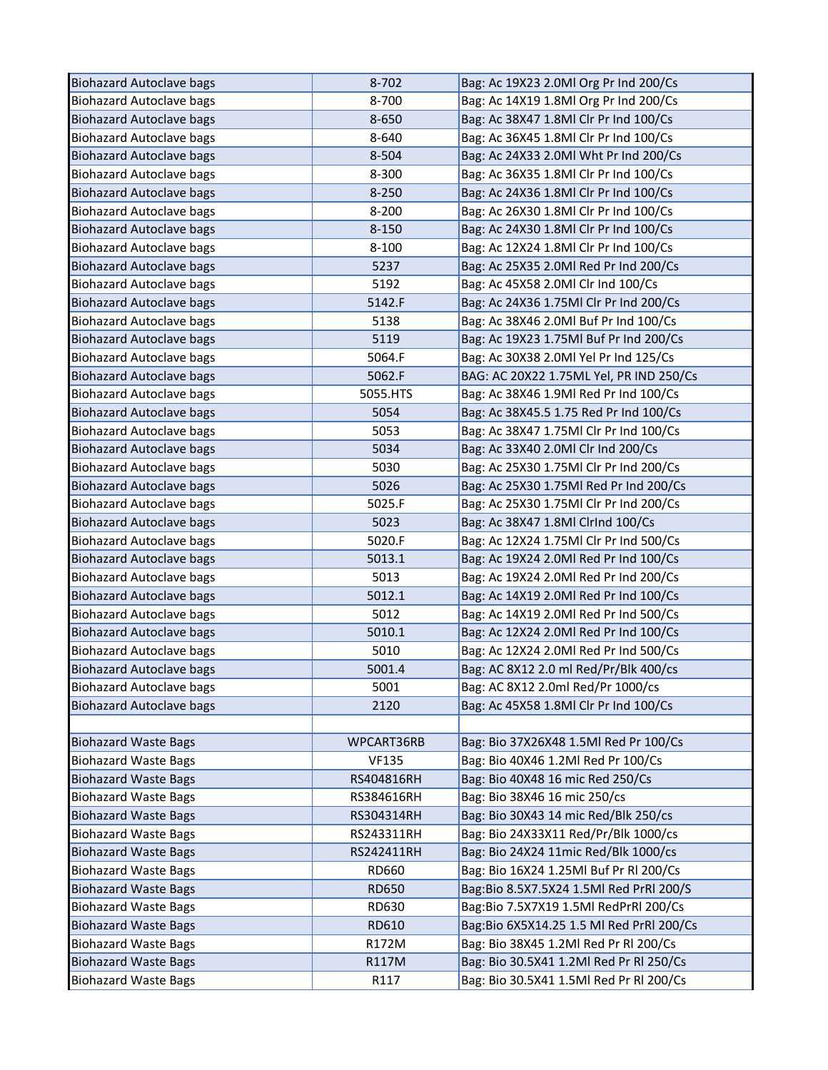| | | |
|---|---|---|
| Biohazard Autoclave bags | 8-702 | Bag: Ac 19X23 2.0Ml Org Pr Ind 200/Cs |
| Biohazard Autoclave bags | 8-700 | Bag: Ac 14X19 1.8Ml Org Pr Ind 200/Cs |
| Biohazard Autoclave bags | 8-650 | Bag: Ac 38X47 1.8Ml Clr Pr Ind 100/Cs |
| Biohazard Autoclave bags | 8-640 | Bag: Ac 36X45 1.8Ml Clr Pr Ind 100/Cs |
| Biohazard Autoclave bags | 8-504 | Bag: Ac 24X33 2.0Ml Wht Pr Ind 200/Cs |
| Biohazard Autoclave bags | 8-300 | Bag: Ac 36X35 1.8Ml Clr Pr Ind 100/Cs |
| Biohazard Autoclave bags | 8-250 | Bag: Ac 24X36 1.8Ml Clr Pr Ind 100/Cs |
| Biohazard Autoclave bags | 8-200 | Bag: Ac 26X30 1.8Ml Clr Pr Ind 100/Cs |
| Biohazard Autoclave bags | 8-150 | Bag: Ac 24X30 1.8Ml Clr Pr Ind 100/Cs |
| Biohazard Autoclave bags | 8-100 | Bag: Ac 12X24 1.8Ml Clr Pr Ind 100/Cs |
| Biohazard Autoclave bags | 5237 | Bag: Ac 25X35 2.0Ml Red Pr Ind 200/Cs |
| Biohazard Autoclave bags | 5192 | Bag: Ac 45X58 2.0Ml Clr Ind 100/Cs |
| Biohazard Autoclave bags | 5142.F | Bag: Ac 24X36 1.75Ml Clr Pr Ind 200/Cs |
| Biohazard Autoclave bags | 5138 | Bag: Ac 38X46 2.0Ml Buf Pr Ind 100/Cs |
| Biohazard Autoclave bags | 5119 | Bag: Ac 19X23 1.75Ml Buf Pr Ind 200/Cs |
| Biohazard Autoclave bags | 5064.F | Bag: Ac 30X38 2.0Ml Yel Pr Ind 125/Cs |
| Biohazard Autoclave bags | 5062.F | BAG: AC 20X22 1.75ML Yel, PR IND 250/Cs |
| Biohazard Autoclave bags | 5055.HTS | Bag: Ac 38X46 1.9Ml Red Pr Ind 100/Cs |
| Biohazard Autoclave bags | 5054 | Bag: Ac 38X45.5 1.75 Red Pr Ind 100/Cs |
| Biohazard Autoclave bags | 5053 | Bag: Ac 38X47 1.75Ml Clr Pr Ind 100/Cs |
| Biohazard Autoclave bags | 5034 | Bag: Ac 33X40 2.0Ml Clr Ind 200/Cs |
| Biohazard Autoclave bags | 5030 | Bag: Ac 25X30 1.75Ml Clr Pr Ind 200/Cs |
| Biohazard Autoclave bags | 5026 | Bag: Ac 25X30 1.75Ml Red Pr Ind 200/Cs |
| Biohazard Autoclave bags | 5025.F | Bag: Ac 25X30 1.75Ml Clr Pr Ind 200/Cs |
| Biohazard Autoclave bags | 5023 | Bag: Ac 38X47 1.8Ml ClrInd 100/Cs |
| Biohazard Autoclave bags | 5020.F | Bag: Ac 12X24 1.75Ml Clr Pr Ind 500/Cs |
| Biohazard Autoclave bags | 5013.1 | Bag: Ac 19X24 2.0Ml Red Pr Ind 100/Cs |
| Biohazard Autoclave bags | 5013 | Bag: Ac 19X24 2.0Ml Red Pr Ind 200/Cs |
| Biohazard Autoclave bags | 5012.1 | Bag: Ac 14X19 2.0Ml Red Pr Ind 100/Cs |
| Biohazard Autoclave bags | 5012 | Bag: Ac 14X19 2.0Ml Red Pr Ind 500/Cs |
| Biohazard Autoclave bags | 5010.1 | Bag: Ac 12X24 2.0Ml Red Pr Ind 100/Cs |
| Biohazard Autoclave bags | 5010 | Bag: Ac 12X24 2.0Ml Red Pr Ind 500/Cs |
| Biohazard Autoclave bags | 5001.4 | Bag: AC 8X12 2.0 ml Red/Pr/Blk 400/cs |
| Biohazard Autoclave bags | 5001 | Bag: AC 8X12 2.0ml Red/Pr 1000/cs |
| Biohazard Autoclave bags | 2120 | Bag: Ac 45X58 1.8Ml Clr Pr Ind 100/Cs |
| | | |
| Biohazard Waste Bags | WPCART36RB | Bag: Bio 37X26X48 1.5Ml Red Pr 100/Cs |
| Biohazard Waste Bags | VF135 | Bag: Bio 40X46 1.2Ml Red Pr 100/Cs |
| Biohazard Waste Bags | RS404816RH | Bag: Bio 40X48 16 mic Red 250/Cs |
| Biohazard Waste Bags | RS384616RH | Bag: Bio 38X46 16 mic 250/cs |
| Biohazard Waste Bags | RS304314RH | Bag: Bio 30X43 14 mic Red/Blk 250/cs |
| Biohazard Waste Bags | RS243311RH | Bag: Bio 24X33X11 Red/Pr/Blk 1000/cs |
| Biohazard Waste Bags | RS242411RH | Bag: Bio 24X24 11mic Red/Blk 1000/cs |
| Biohazard Waste Bags | RD660 | Bag: Bio 16X24 1.25Ml Buf Pr Rl 200/Cs |
| Biohazard Waste Bags | RD650 | Bag:Bio 8.5X7.5X24 1.5Ml Red PrRl 200/S |
| Biohazard Waste Bags | RD630 | Bag:Bio 7.5X7X19 1.5Ml RedPrRl 200/Cs |
| Biohazard Waste Bags | RD610 | Bag:Bio 6X5X14.25 1.5 Ml Red PrRl 200/Cs |
| Biohazard Waste Bags | R172M | Bag: Bio 38X45 1.2Ml Red Pr Rl 200/Cs |
| Biohazard Waste Bags | R117M | Bag: Bio 30.5X41 1.2Ml Red Pr Rl 250/Cs |
| Biohazard Waste Bags | R117 | Bag: Bio 30.5X41 1.5Ml Red Pr Rl 200/Cs |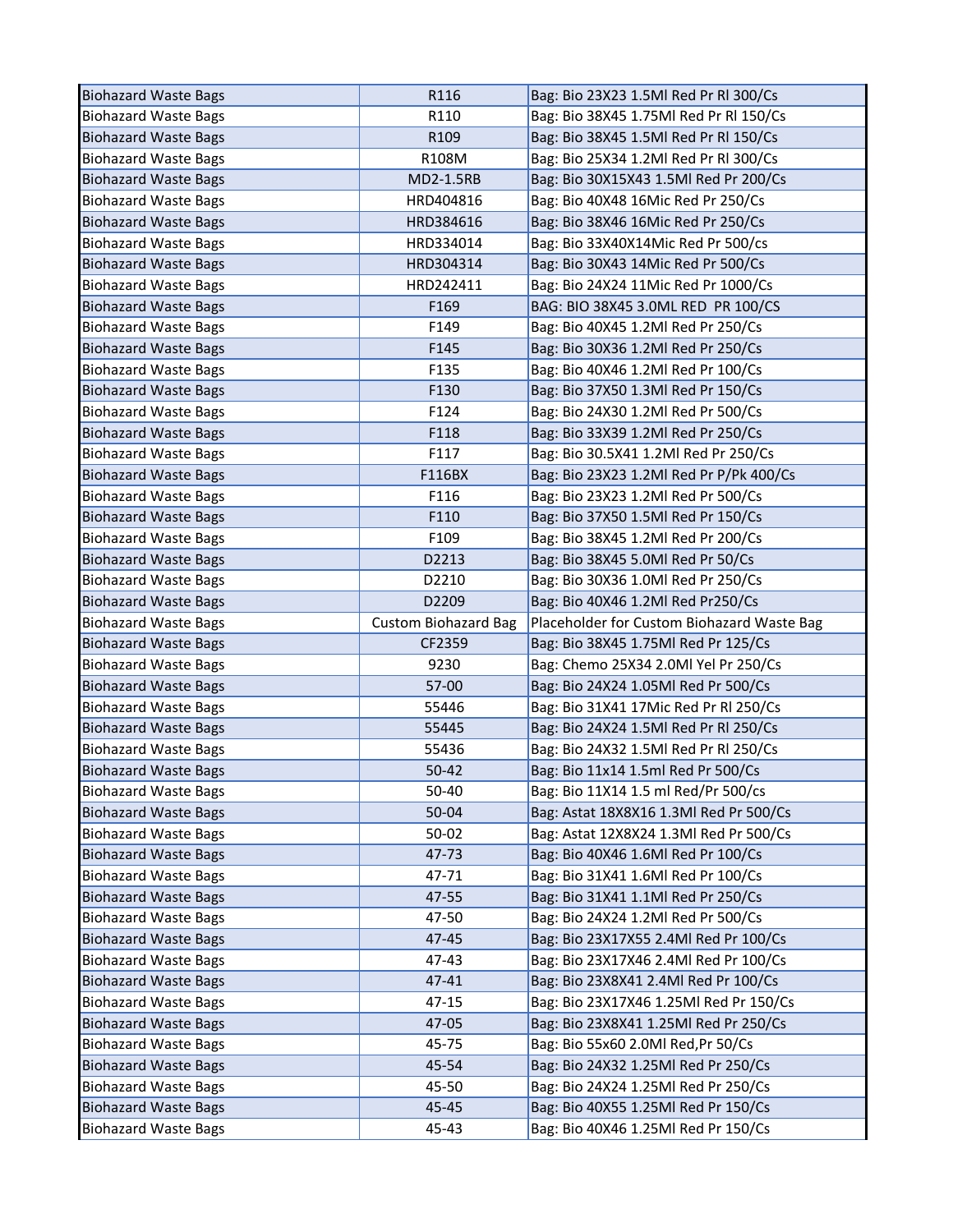| Biohazard Waste Bags | R116 | Bag: Bio 23X23 1.5Ml Red Pr Rl 300/Cs |
|---|---|---|
| Biohazard Waste Bags | R110 | Bag: Bio 38X45 1.75Ml Red Pr Rl 150/Cs |
| Biohazard Waste Bags | R109 | Bag: Bio 38X45 1.5Ml Red Pr Rl 150/Cs |
| Biohazard Waste Bags | R108M | Bag: Bio 25X34 1.2Ml Red Pr Rl 300/Cs |
| Biohazard Waste Bags | MD2-1.5RB | Bag: Bio 30X15X43 1.5Ml Red Pr 200/Cs |
| Biohazard Waste Bags | HRD404816 | Bag: Bio 40X48 16Mic Red Pr 250/Cs |
| Biohazard Waste Bags | HRD384616 | Bag: Bio 38X46 16Mic Red Pr 250/Cs |
| Biohazard Waste Bags | HRD334014 | Bag: Bio 33X40X14Mic Red Pr 500/cs |
| Biohazard Waste Bags | HRD304314 | Bag: Bio 30X43 14Mic Red Pr 500/Cs |
| Biohazard Waste Bags | HRD242411 | Bag: Bio 24X24 11Mic Red Pr 1000/Cs |
| Biohazard Waste Bags | F169 | BAG: BIO 38X45 3.0ML RED PR 100/CS |
| Biohazard Waste Bags | F149 | Bag: Bio 40X45 1.2Ml Red Pr 250/Cs |
| Biohazard Waste Bags | F145 | Bag: Bio 30X36 1.2Ml Red Pr 250/Cs |
| Biohazard Waste Bags | F135 | Bag: Bio 40X46 1.2Ml Red Pr 100/Cs |
| Biohazard Waste Bags | F130 | Bag: Bio 37X50 1.3Ml Red Pr 150/Cs |
| Biohazard Waste Bags | F124 | Bag: Bio 24X30 1.2Ml Red Pr 500/Cs |
| Biohazard Waste Bags | F118 | Bag: Bio 33X39 1.2Ml Red Pr 250/Cs |
| Biohazard Waste Bags | F117 | Bag: Bio 30.5X41 1.2Ml Red Pr 250/Cs |
| Biohazard Waste Bags | F116BX | Bag: Bio 23X23 1.2Ml Red Pr P/Pk 400/Cs |
| Biohazard Waste Bags | F116 | Bag: Bio 23X23 1.2Ml Red Pr 500/Cs |
| Biohazard Waste Bags | F110 | Bag: Bio 37X50 1.5Ml Red Pr 150/Cs |
| Biohazard Waste Bags | F109 | Bag: Bio 38X45 1.2Ml Red Pr 200/Cs |
| Biohazard Waste Bags | D2213 | Bag: Bio 38X45 5.0Ml Red Pr 50/Cs |
| Biohazard Waste Bags | D2210 | Bag: Bio 30X36 1.0Ml Red Pr 250/Cs |
| Biohazard Waste Bags | D2209 | Bag: Bio 40X46 1.2Ml Red Pr250/Cs |
| Biohazard Waste Bags | Custom Biohazard Bag | Placeholder for Custom Biohazard Waste Bag |
| Biohazard Waste Bags | CF2359 | Bag: Bio 38X45 1.75Ml Red Pr 125/Cs |
| Biohazard Waste Bags | 9230 | Bag: Chemo 25X34 2.0Ml Yel Pr 250/Cs |
| Biohazard Waste Bags | 57-00 | Bag: Bio 24X24 1.05Ml Red Pr 500/Cs |
| Biohazard Waste Bags | 55446 | Bag: Bio 31X41 17Mic Red Pr Rl 250/Cs |
| Biohazard Waste Bags | 55445 | Bag: Bio 24X24 1.5Ml Red Pr Rl 250/Cs |
| Biohazard Waste Bags | 55436 | Bag: Bio 24X32 1.5Ml Red Pr Rl 250/Cs |
| Biohazard Waste Bags | 50-42 | Bag: Bio 11x14 1.5ml Red Pr 500/Cs |
| Biohazard Waste Bags | 50-40 | Bag: Bio 11X14 1.5 ml Red/Pr 500/cs |
| Biohazard Waste Bags | 50-04 | Bag: Astat 18X8X16 1.3Ml Red Pr 500/Cs |
| Biohazard Waste Bags | 50-02 | Bag: Astat 12X8X24 1.3Ml Red Pr 500/Cs |
| Biohazard Waste Bags | 47-73 | Bag: Bio 40X46 1.6Ml Red Pr 100/Cs |
| Biohazard Waste Bags | 47-71 | Bag: Bio 31X41 1.6Ml Red Pr 100/Cs |
| Biohazard Waste Bags | 47-55 | Bag: Bio 31X41 1.1Ml Red Pr 250/Cs |
| Biohazard Waste Bags | 47-50 | Bag: Bio 24X24 1.2Ml Red Pr 500/Cs |
| Biohazard Waste Bags | 47-45 | Bag: Bio 23X17X55 2.4Ml Red Pr 100/Cs |
| Biohazard Waste Bags | 47-43 | Bag: Bio 23X17X46 2.4Ml Red Pr 100/Cs |
| Biohazard Waste Bags | 47-41 | Bag: Bio 23X8X41 2.4Ml Red Pr 100/Cs |
| Biohazard Waste Bags | 47-15 | Bag: Bio 23X17X46 1.25Ml Red Pr 150/Cs |
| Biohazard Waste Bags | 47-05 | Bag: Bio 23X8X41 1.25Ml Red Pr 250/Cs |
| Biohazard Waste Bags | 45-75 | Bag: Bio 55x60 2.0Ml Red,Pr 50/Cs |
| Biohazard Waste Bags | 45-54 | Bag: Bio 24X32 1.25Ml Red Pr 250/Cs |
| Biohazard Waste Bags | 45-50 | Bag: Bio 24X24 1.25Ml Red Pr 250/Cs |
| Biohazard Waste Bags | 45-45 | Bag: Bio 40X55 1.25Ml Red Pr 150/Cs |
| Biohazard Waste Bags | 45-43 | Bag: Bio 40X46 1.25Ml Red Pr 150/Cs |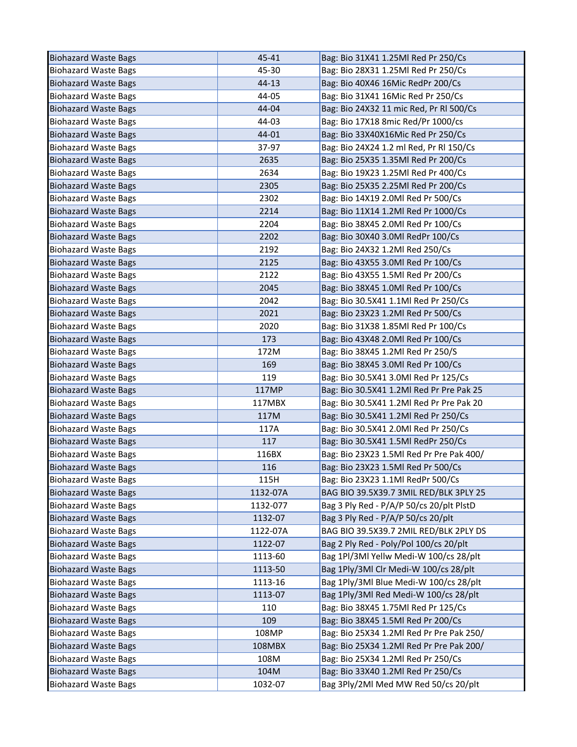| | | |
|---|---|---|
| Biohazard Waste Bags | 45-41 | Bag: Bio 31X41 1.25Ml Red Pr 250/Cs |
| Biohazard Waste Bags | 45-30 | Bag: Bio 28X31 1.25Ml Red Pr 250/Cs |
| Biohazard Waste Bags | 44-13 | Bag: Bio 40X46 16Mic RedPr 200/Cs |
| Biohazard Waste Bags | 44-05 | Bag: Bio 31X41 16Mic Red Pr 250/Cs |
| Biohazard Waste Bags | 44-04 | Bag: Bio 24X32 11 mic Red, Pr Rl 500/Cs |
| Biohazard Waste Bags | 44-03 | Bag: Bio 17X18 8mic Red/Pr 1000/cs |
| Biohazard Waste Bags | 44-01 | Bag: Bio 33X40X16Mic Red Pr 250/Cs |
| Biohazard Waste Bags | 37-97 | Bag: Bio 24X24 1.2 ml Red, Pr Rl 150/Cs |
| Biohazard Waste Bags | 2635 | Bag: Bio 25X35 1.35Ml Red Pr 200/Cs |
| Biohazard Waste Bags | 2634 | Bag: Bio 19X23 1.25Ml Red Pr 400/Cs |
| Biohazard Waste Bags | 2305 | Bag: Bio 25X35 2.25Ml Red Pr 200/Cs |
| Biohazard Waste Bags | 2302 | Bag: Bio 14X19 2.0Ml Red Pr 500/Cs |
| Biohazard Waste Bags | 2214 | Bag: Bio 11X14 1.2Ml Red Pr 1000/Cs |
| Biohazard Waste Bags | 2204 | Bag: Bio 38X45 2.0Ml Red Pr 100/Cs |
| Biohazard Waste Bags | 2202 | Bag: Bio 30X40 3.0Ml RedPr 100/Cs |
| Biohazard Waste Bags | 2192 | Bag: Bio 24X32 1.2Ml Red 250/Cs |
| Biohazard Waste Bags | 2125 | Bag: Bio 43X55 3.0Ml Red Pr 100/Cs |
| Biohazard Waste Bags | 2122 | Bag: Bio 43X55 1.5Ml Red Pr 200/Cs |
| Biohazard Waste Bags | 2045 | Bag: Bio 38X45 1.0Ml Red Pr 100/Cs |
| Biohazard Waste Bags | 2042 | Bag: Bio 30.5X41 1.1Ml Red Pr 250/Cs |
| Biohazard Waste Bags | 2021 | Bag: Bio 23X23 1.2Ml Red Pr 500/Cs |
| Biohazard Waste Bags | 2020 | Bag: Bio 31X38 1.85Ml Red Pr 100/Cs |
| Biohazard Waste Bags | 173 | Bag: Bio 43X48 2.0Ml Red Pr 100/Cs |
| Biohazard Waste Bags | 172M | Bag: Bio 38X45 1.2Ml Red Pr 250/S |
| Biohazard Waste Bags | 169 | Bag: Bio 38X45 3.0Ml Red Pr 100/Cs |
| Biohazard Waste Bags | 119 | Bag: Bio 30.5X41 3.0Ml Red Pr 125/Cs |
| Biohazard Waste Bags | 117MP | Bag: Bio 30.5X41 1.2Ml Red Pr Pre Pak 25 |
| Biohazard Waste Bags | 117MBX | Bag: Bio 30.5X41 1.2Ml Red Pr Pre Pak 20 |
| Biohazard Waste Bags | 117M | Bag: Bio 30.5X41 1.2Ml Red Pr 250/Cs |
| Biohazard Waste Bags | 117A | Bag: Bio 30.5X41 2.0Ml Red Pr 250/Cs |
| Biohazard Waste Bags | 117 | Bag: Bio 30.5X41 1.5Ml RedPr 250/Cs |
| Biohazard Waste Bags | 116BX | Bag: Bio 23X23 1.5Ml Red Pr Pre Pak 400/ |
| Biohazard Waste Bags | 116 | Bag: Bio 23X23 1.5Ml Red Pr 500/Cs |
| Biohazard Waste Bags | 115H | Bag: Bio 23X23 1.1Ml RedPr 500/Cs |
| Biohazard Waste Bags | 1132-07A | BAG BIO 39.5X39.7 3MIL RED/BLK 3PLY 25 |
| Biohazard Waste Bags | 1132-077 | Bag 3 Ply Red - P/A/P 50/cs 20/plt PlstD |
| Biohazard Waste Bags | 1132-07 | Bag 3 Ply Red - P/A/P 50/cs 20/plt |
| Biohazard Waste Bags | 1122-07A | BAG BIO 39.5X39.7 2MIL RED/BLK 2PLY DS |
| Biohazard Waste Bags | 1122-07 | Bag 2 Ply Red - Poly/Pol 100/cs 20/plt |
| Biohazard Waste Bags | 1113-60 | Bag 1Pl/3Ml Yellw Medi-W 100/cs 28/plt |
| Biohazard Waste Bags | 1113-50 | Bag 1Ply/3Ml Clr Medi-W 100/cs 28/plt |
| Biohazard Waste Bags | 1113-16 | Bag 1Ply/3Ml Blue Medi-W 100/cs 28/plt |
| Biohazard Waste Bags | 1113-07 | Bag 1Ply/3Ml Red Medi-W 100/cs 28/plt |
| Biohazard Waste Bags | 110 | Bag: Bio 38X45 1.75Ml Red Pr 125/Cs |
| Biohazard Waste Bags | 109 | Bag: Bio 38X45 1.5Ml Red Pr 200/Cs |
| Biohazard Waste Bags | 108MP | Bag: Bio 25X34 1.2Ml Red Pr Pre Pak 250/ |
| Biohazard Waste Bags | 108MBX | Bag: Bio 25X34 1.2Ml Red Pr Pre Pak 200/ |
| Biohazard Waste Bags | 108M | Bag: Bio 25X34 1.2Ml Red Pr 250/Cs |
| Biohazard Waste Bags | 104M | Bag: Bio 33X40 1.2Ml Red Pr 250/Cs |
| Biohazard Waste Bags | 1032-07 | Bag 3Ply/2Ml Med MW Red 50/cs 20/plt |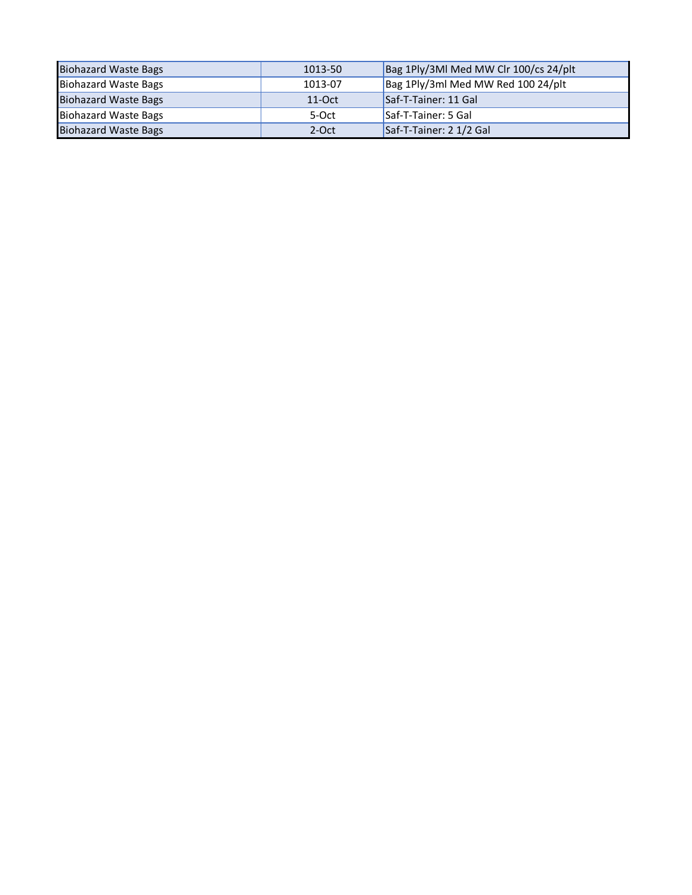| | | |
|---|---|---|
| Biohazard Waste Bags | 1013-50 | Bag 1Ply/3Ml Med MW Clr 100/cs 24/plt |
| Biohazard Waste Bags | 1013-07 | Bag 1Ply/3ml Med MW Red 100 24/plt |
| Biohazard Waste Bags | 11-Oct | Saf-T-Tainer: 11 Gal |
| Biohazard Waste Bags | 5-Oct | Saf-T-Tainer: 5 Gal |
| Biohazard Waste Bags | 2-Oct | Saf-T-Tainer: 2 1/2 Gal |